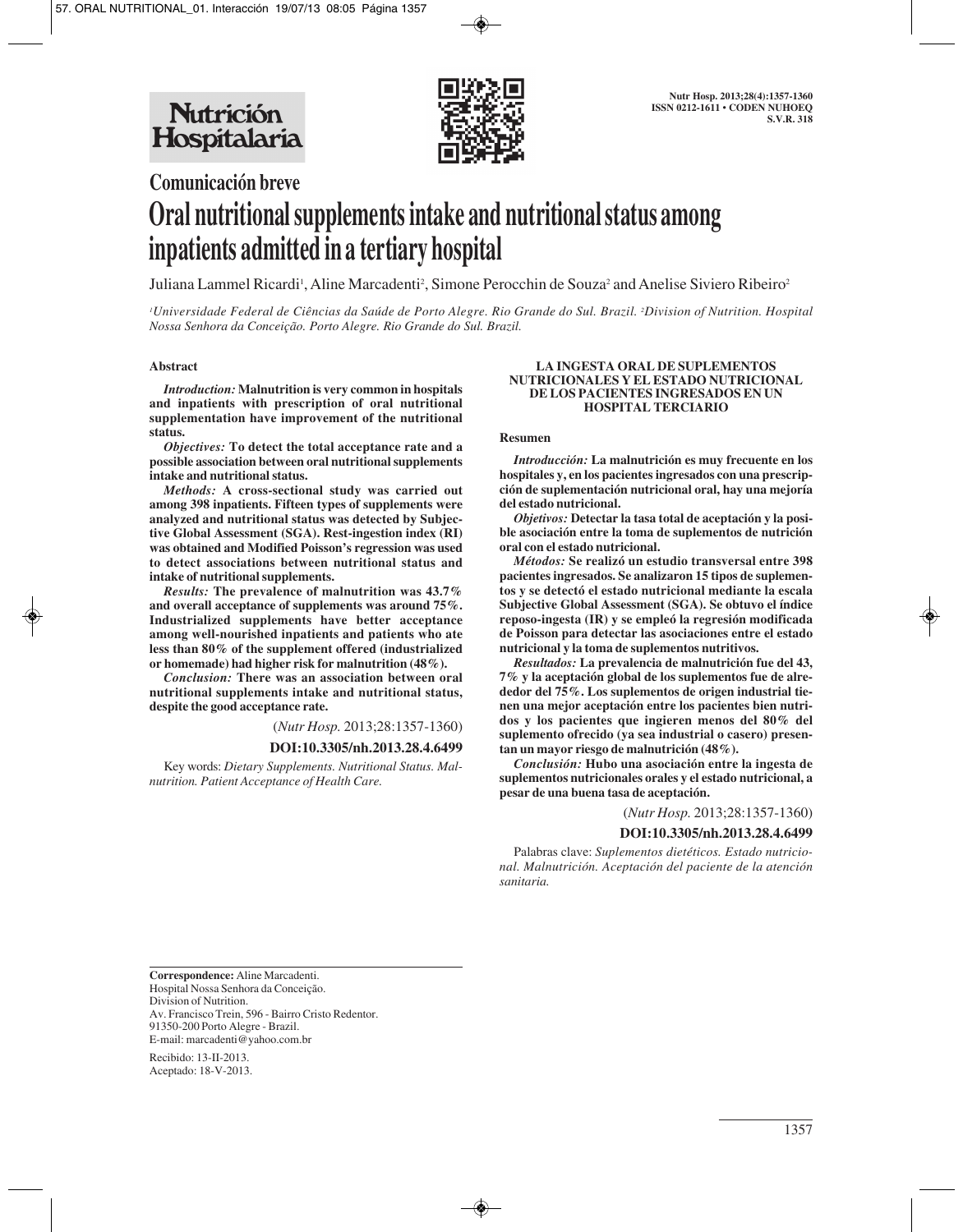Comunicación breve

# Oral nutritional supplements intake and nutritional status among inpatients admitted in a tertiary hospital

Juliana Lammel Ricardi[1], Aline Marcadenti[2], Simone Perocchin de Souza[2] and Anelise Siviero Ribeiro[2]

*[1]Universidade Federal de Ciências da Saúde de Porto Alegre. Rio Grande do Sul. Brazil. [2]Division of Nutrition. Hospital Nossa Senhora da Conceição. Porto Alegre. Rio Grande do Sul. Brazil.*

## Abstract

***Introduction:*** **Malnutrition is very common in hospitals and inpatients with prescription of oral nutritional supplementation have improvement of the nutritional status.**

***Objectives:*** **To detect the total acceptance rate and a possible association between oral nutritional supplements intake and nutritional status.**

***Methods:*** **A cross-sectional study was carried out among 398 inpatients. Fifteen types of supplements were analyzed and nutritional status was detected by Subjective Global Assessment (SGA). Rest-ingestion index (RI) was obtained and Modified Poisson's regression was used to detect associations between nutritional status and intake of nutritional supplements.**

***Results:*** **The prevalence of malnutrition was 43.7% and overall acceptance of supplements was around 75%. Industrialized supplements have better acceptance among well-nourished inpatients and patients who ate less than 80% of the supplement offered (industrialized or homemade) had higher risk for malnutrition (48%).**

***Conclusion:*** **There was an association between oral nutritional supplements intake and nutritional status, despite the good acceptance rate.**

(*Nutr Hosp.* 2013;28:1357-1360)

**DOI:10.3305/nh.2013.28.4.6499**

Key words: *Dietary Supplements. Nutritional Status. Malnutrition. Patient Acceptance of Health Care.*

## LA INGESTA ORAL DE SUPLEMENTOS NUTRICIONALES Y EL ESTADO NUTRICIONAL DE LOS PACIENTES INGRESADOS EN UN HOSPITAL TERCIARIO

### Resumen

***Introducción:*** **La malnutrición es muy frecuente en los hospitales y, en los pacientes ingresados con una prescripción de suplementación nutricional oral, hay una mejoría del estado nutricional.**

***Objetivos:*** **Detectar la tasa total de aceptación y la posible asociación entre la toma de suplementos de nutrición oral con el estado nutricional.**

***Métodos:*** **Se realizó un estudio transversal entre 398 pacientes ingresados. Se analizaron 15 tipos de suplementos y se detectó el estado nutricional mediante la escala Subjective Global Assessment (SGA). Se obtuvo el índice reposo-ingesta (IR) y se empleó la regresión modificada de Poisson para detectar las asociaciones entre el estado nutricional y la toma de suplementos nutritivos.**

***Resultados:*** **La prevalencia de malnutrición fue del 43, 7% y la aceptación global de los suplementos fue de alrededor del 75%. Los suplementos de origen industrial tienen una mejor aceptación entre los pacientes bien nutridos y los pacientes que ingieren menos del 80% del suplemento ofrecido (ya sea industrial o casero) presentan un mayor riesgo de malnutrición (48%).**

***Conclusión:*** **Hubo una asociación entre la ingesta de suplementos nutricionales orales y el estado nutricional, a pesar de una buena tasa de aceptación.**

(*Nutr Hosp.* 2013;28:1357-1360)

**DOI:10.3305/nh.2013.28.4.6499**

Palabras clave: *Suplementos dietéticos. Estado nutricional. Malnutrición. Aceptación del paciente de la atención sanitaria.*

---

**Correspondence:** Aline Marcadenti.
Hospital Nossa Senhora da Conceição.
Division of Nutrition.
Av. Francisco Trein, 596 - Bairro Cristo Redentor.
91350-200 Porto Alegre - Brazil.
E-mail: marcadenti@yahoo.com.br

Recibido: 13-II-2013.
Aceptado: 18-V-2013.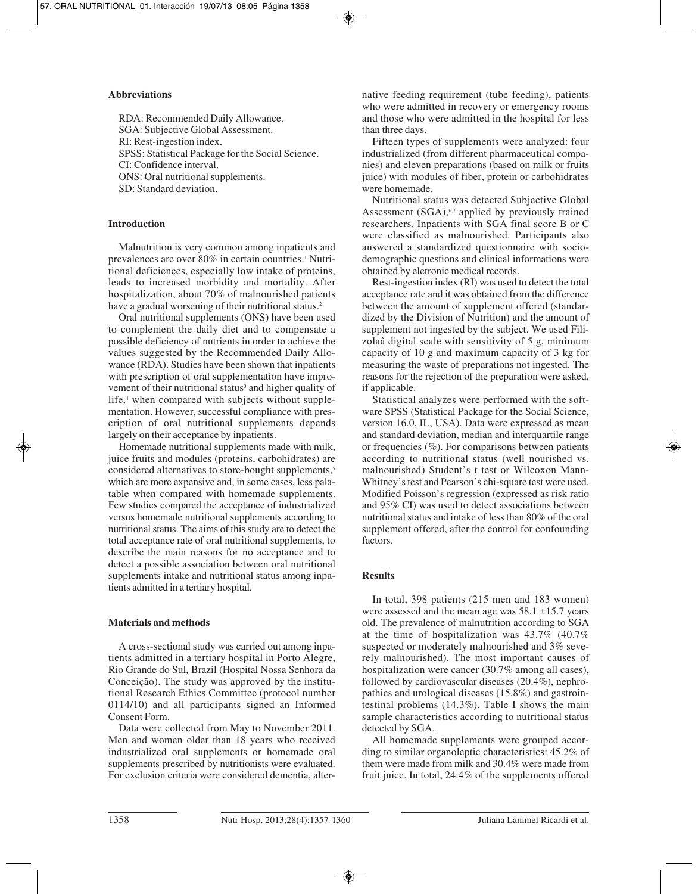### Abbreviations

RDA: Recommended Daily Allowance.
SGA: Subjective Global Assessment.
RI: Rest-ingestion index.
SPSS: Statistical Package for the Social Science.
CI: Confidence interval.
ONS: Oral nutritional supplements.
SD: Standard deviation.

### Introduction

Malnutrition is very common among inpatients and prevalences are over 80% in certain countries.[1] Nutritional deficiences, especially low intake of proteins, leads to increased morbidity and mortality. After hospitalization, about 70% of malnourished patients have a gradual worsening of their nutritional status.[2]

Oral nutritional supplements (ONS) have been used to complement the daily diet and to compensate a possible deficiency of nutrients in order to achieve the values suggested by the Recommended Daily Allowance (RDA). Studies have been shown that inpatients with prescription of oral supplementation have improvement of their nutritional status[3] and higher quality of life,[4] when compared with subjects without supplementation. However, successful compliance with prescription of oral nutritional supplements depends largely on their acceptance by inpatients.

Homemade nutritional supplements made with milk, juice fruits and modules (proteins, carbohidrates) are considered alternatives to store-bought supplements,[5] which are more expensive and, in some cases, less palatable when compared with homemade supplements. Few studies compared the acceptance of industrialized versus homemade nutritional supplements according to nutritional status. The aims of this study are to detect the total acceptance rate of oral nutritional supplements, to describe the main reasons for no acceptance and to detect a possible association between oral nutritional supplements intake and nutritional status among inpatients admitted in a tertiary hospital.

### Materials and methods

A cross-sectional study was carried out among inpatients admitted in a tertiary hospital in Porto Alegre, Rio Grande do Sul, Brazil (Hospital Nossa Senhora da Conceição). The study was approved by the institutional Research Ethics Committee (protocol number 0114/10) and all participants signed an Informed Consent Form.

Data were collected from May to November 2011. Men and women older than 18 years who received industrialized oral supplements or homemade oral supplements prescribed by nutritionists were evaluated. For exclusion criteria were considered dementia, alternative feeding requirement (tube feeding), patients who were admitted in recovery or emergency rooms and those who were admitted in the hospital for less than three days.

Fifteen types of supplements were analyzed: four industrialized (from different pharmaceutical companies) and eleven preparations (based on milk or fruits juice) with modules of fiber, protein or carbohidrates were homemade.

Nutritional status was detected Subjective Global Assessment (SGA),[6,7] applied by previously trained researchers. Inpatients with SGA final score B or C were classified as malnourished. Participants also answered a standardized questionnaire with sociodemographic questions and clinical informations were obtained by eletronic medical records.

Rest-ingestion index (RI) was used to detect the total acceptance rate and it was obtained from the difference between the amount of supplement offered (standardized by the Division of Nutrition) and the amount of supplement not ingested by the subject. We used Filizolaâ digital scale with sensitivity of 5 g, minimum capacity of 10 g and maximum capacity of 3 kg for measuring the waste of preparations not ingested. The reasons for the rejection of the preparation were asked, if applicable.

Statistical analyzes were performed with the software SPSS (Statistical Package for the Social Science, version 16.0, IL, USA). Data were expressed as mean and standard deviation, median and interquartile range or frequencies (%). For comparisons between patients according to nutritional status (well nourished vs. malnourished) Student's t test or Wilcoxon Mann-Whitney's test and Pearson's chi-square test were used. Modified Poisson's regression (expressed as risk ratio and 95% CI) was used to detect associations between nutritional status and intake of less than 80% of the oral supplement offered, after the control for confounding factors.

### Results

In total, 398 patients (215 men and 183 women) were assessed and the mean age was 58.1 ±15.7 years old. The prevalence of malnutrition according to SGA at the time of hospitalization was 43.7% (40.7% suspected or moderately malnourished and 3% severely malnourished). The most important causes of hospitalization were cancer (30.7% among all cases), followed by cardiovascular diseases (20.4%), nephropathies and urological diseases (15.8%) and gastrointestinal problems (14.3%). Table I shows the main sample characteristics according to nutritional status detected by SGA.

All homemade supplements were grouped according to similar organoleptic characteristics: 45.2% of them were made from milk and 30.4% were made from fruit juice. In total, 24.4% of the supplements offered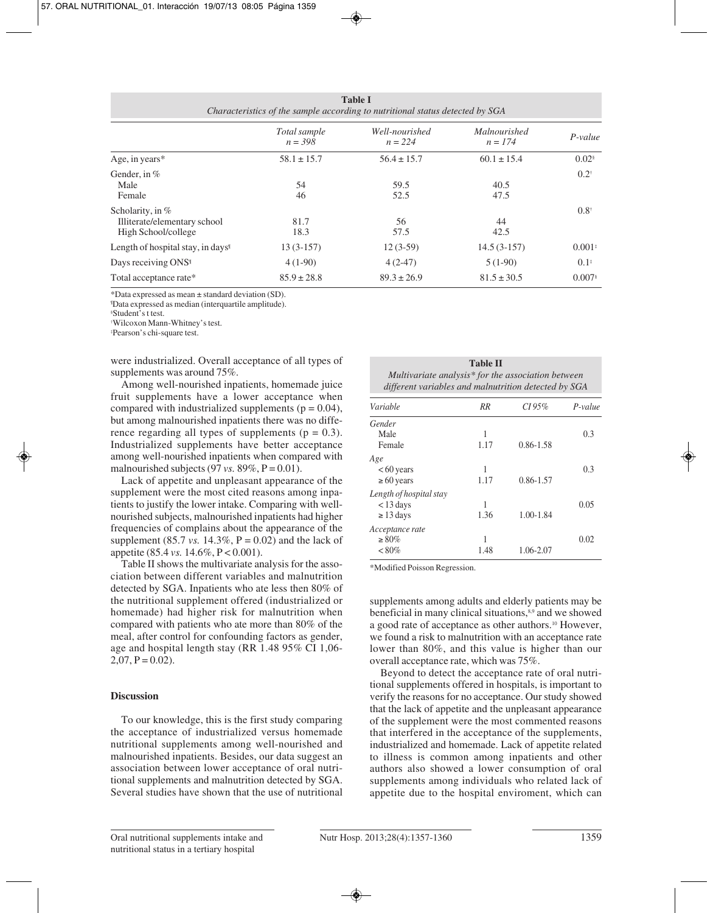**Table I**
*Characteristics of the sample according to nutritional status detected by SGA*

| | Total sample n = 398 | Well-nourished n = 224 | Malnourished n = 174 | P-value |
|---|---|---|---|---|
| Age, in years* | 58.1 ± 15.7 | 56.4 ± 15.7 | 60.1 ± 15.4 | 0.02[§] |
| Gender, in % | | | | 0.2[†] |
| Male | 54 | 59.5 | 40.5 | |
| Female | 46 | 52.5 | 47.5 | |
| Scholarity, in % | | | | 0.8[†] |
| Illiterate/elementary school | 81.7 | 56 | 44 | |
| High School/college | 18.3 | 57.5 | 42.5 | |
| Length of hospital stay, in days[¶] | 13 (3-157) | 12 (3-59) | 14.5 (3-157) | 0.001[‡] |
| Days receiving ONS[¶] | 4 (1-90) | 4 (2-47) | 5 (1-90) | 0.1[‡] |
| Total acceptance rate* | 85.9 ± 28.8 | 89.3 ± 26.9 | 81.5 ± 30.5 | 0.007[§] |

*Data expressed as mean ± standard deviation (SD).
[¶]Data expressed as median (interquartile amplitude).
[§]Student's t test.
[†]Wilcoxon Mann-Whitney's test.
[‡]Pearson's chi-square test.

were industrialized. Overall acceptance of all types of supplements was around 75%.

Among well-nourished inpatients, homemade juice fruit supplements have a lower acceptance when compared with industrialized supplements (p = 0.04), but among malnourished inpatients there was no difference regarding all types of supplements (p = 0.3). Industrialized supplements have better acceptance among well-nourished inpatients when compared with malnourished subjects (97 *vs.* 89%, P = 0.01).

Lack of appetite and unpleasant appearance of the supplement were the most cited reasons among inpatients to justify the lower intake. Comparing with well-nourished subjects, malnourished inpatients had higher frequencies of complains about the appearance of the supplement (85.7 *vs.* 14.3%, P = 0.02) and the lack of appetite (85.4 *vs.* 14.6%, P < 0.001).

Table II shows the multivariate analysis for the association between different variables and malnutrition detected by SGA. Inpatients who ate less then 80% of the nutritional supplement offered (industrialized or homemade) had higher risk for malnutrition when compared with patients who ate more than 80% of the meal, after control for confounding factors as gender, age and hospital length stay (RR 1.48 95% CI 1,06-2,07, P = 0.02).

**Table II**
*Multivariate analysis* for the association between different variables and malnutrition detected by SGA*

| Variable | RR | CI 95% | P-value |
|---|---|---|---|
| *Gender* | | | |
| Male | 1 | | 0.3 |
| Female | 1.17 | 0.86-1.58 | |
| *Age* | | | |
| < 60 years | 1 | | 0.3 |
| ≥ 60 years | 1.17 | 0.86-1.57 | |
| *Length of hospital stay* | | | |
| < 13 days | 1 | | 0.05 |
| ≥ 13 days | 1.36 | 1.00-1.84 | |
| *Acceptance rate* | | | |
| ≥ 80% | 1 | | 0.02 |
| < 80% | 1.48 | 1.06-2.07 | |

*Modified Poisson Regression.

## Discussion

To our knowledge, this is the first study comparing the acceptance of industrialized versus homemade nutritional supplements among well-nourished and malnourished inpatients. Besides, our data suggest an association between lower acceptance of oral nutritional supplements and malnutrition detected by SGA. Several studies have shown that the use of nutritional supplements among adults and elderly patients may be beneficial in many clinical situations,[8,9] and we showed a good rate of acceptance as other authors.[10] However, we found a risk to malnutrition with an acceptance rate lower than 80%, and this value is higher than our overall acceptance rate, which was 75%.

Beyond to detect the acceptance rate of oral nutritional supplements offered in hospitals, is important to verify the reasons for no acceptance. Our study showed that the lack of appetite and the unpleasant appearance of the supplement were the most commented reasons that interfered in the acceptance of the supplements, industrialized and homemade. Lack of appetite related to illness is common among inpatients and other authors also showed a lower consumption of oral supplements among individuals who related lack of appetite due to the hospital enviroment, which can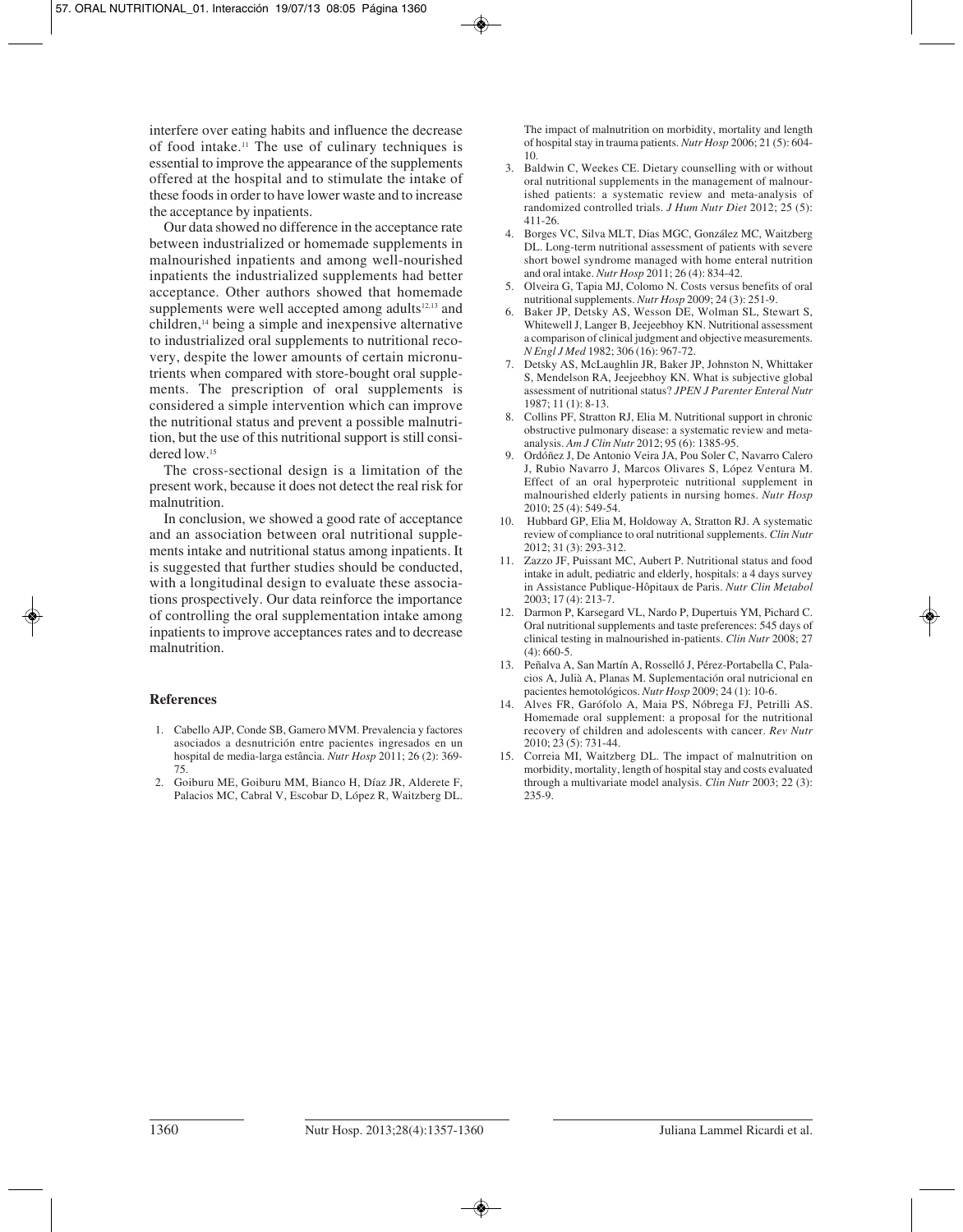interfere over eating habits and influence the decrease of food intake.[11] The use of culinary techniques is essential to improve the appearance of the supplements offered at the hospital and to stimulate the intake of these foods in order to have lower waste and to increase the acceptance by inpatients.

Our data showed no difference in the acceptance rate between industrialized or homemade supplements in malnourished inpatients and among well-nourished inpatients the industrialized supplements had better acceptance. Other authors showed that homemade supplements were well accepted among adults[12,13] and children,[14] being a simple and inexpensive alternative to industrialized oral supplements to nutritional recovery, despite the lower amounts of certain micronutrients when compared with store-bought oral supplements. The prescription of oral supplements is considered a simple intervention which can improve the nutritional status and prevent a possible malnutrition, but the use of this nutritional support is still considered low.[15]

The cross-sectional design is a limitation of the present work, because it does not detect the real risk for malnutrition.

In conclusion, we showed a good rate of acceptance and an association between oral nutritional supplements intake and nutritional status among inpatients. It is suggested that further studies should be conducted, with a longitudinal design to evaluate these associations prospectively. Our data reinforce the importance of controlling the oral supplementation intake among inpatients to improve acceptances rates and to decrease malnutrition.

## References

1. Cabello AJP, Conde SB, Gamero MVM. Prevalencia y factores asociados a desnutrición entre pacientes ingresados en un hospital de media-larga estância. *Nutr Hosp* 2011; 26 (2): 369-75.
2. Goiburu ME, Goiburu MM, Bianco H, Díaz JR, Alderete F, Palacios MC, Cabral V, Escobar D, López R, Waitzberg DL. The impact of malnutrition on morbidity, mortality and length of hospital stay in trauma patients. *Nutr Hosp* 2006; 21 (5): 604-10.
3. Baldwin C, Weekes CE. Dietary counselling with or without oral nutritional supplements in the management of malnourished patients: a systematic review and meta-analysis of randomized controlled trials. *J Hum Nutr Diet* 2012; 25 (5): 411-26.
4. Borges VC, Silva MLT, Dias MGC, González MC, Waitzberg DL. Long-term nutritional assessment of patients with severe short bowel syndrome managed with home enteral nutrition and oral intake. *Nutr Hosp* 2011; 26 (4): 834-42.
5. Olveira G, Tapia MJ, Colomo N. Costs versus benefits of oral nutritional supplements. *Nutr Hosp* 2009; 24 (3): 251-9.
6. Baker JP, Detsky AS, Wesson DE, Wolman SL, Stewart S, Whitewell J, Langer B, Jeejeebhoy KN. Nutritional assessment a comparison of clinical judgment and objective measurements. *N Engl J Med* 1982; 306 (16): 967-72.
7. Detsky AS, McLaughlin JR, Baker JP, Johnston N, Whittaker S, Mendelson RA, Jeejeebhoy KN. What is subjective global assessment of nutritional status? *JPEN J Parenter Enteral Nutr* 1987; 11 (1): 8-13.
8. Collins PF, Stratton RJ, Elia M. Nutritional support in chronic obstructive pulmonary disease: a systematic review and meta-analysis. *Am J Clin Nutr* 2012; 95 (6): 1385-95.
9. Ordóñez J, De Antonio Veira JA, Pou Soler C, Navarro Calero J, Rubio Navarro J, Marcos Olivares S, López Ventura M. Effect of an oral hyperproteic nutritional supplement in malnourished elderly patients in nursing homes. *Nutr Hosp* 2010; 25 (4): 549-54.
10. Hubbard GP, Elia M, Holdoway A, Stratton RJ. A systematic review of compliance to oral nutritional supplements. *Clin Nutr* 2012; 31 (3): 293-312.
11. Zazzo JF, Puissant MC, Aubert P. Nutritional status and food intake in adult, pediatric and elderly, hospitals: a 4 days survey in Assistance Publique-Hôpitaux de Paris. *Nutr Clin Metabol* 2003; 17 (4): 213-7.
12. Darmon P, Karsegard VL, Nardo P, Dupertuis YM, Pichard C. Oral nutritional supplements and taste preferences: 545 days of clinical testing in malnourished in-patients. *Clin Nutr* 2008; 27 (4): 660-5.
13. Peñalva A, San Martín A, Rosselló J, Pérez-Portabella C, Palacios A, Julià A, Planas M. Suplementación oral nutricional en pacientes hemotológicos. *Nutr Hosp* 2009; 24 (1): 10-6.
14. Alves FR, Garófolo A, Maia PS, Nóbrega FJ, Petrilli AS. Homemade oral supplement: a proposal for the nutritional recovery of children and adolescents with cancer. *Rev Nutr* 2010; 23 (5): 731-44.
15. Correia MI, Waitzberg DL. The impact of malnutrition on morbidity, mortality, length of hospital stay and costs evaluated through a multivariate model analysis. *Clin Nutr* 2003; 22 (3): 235-9.